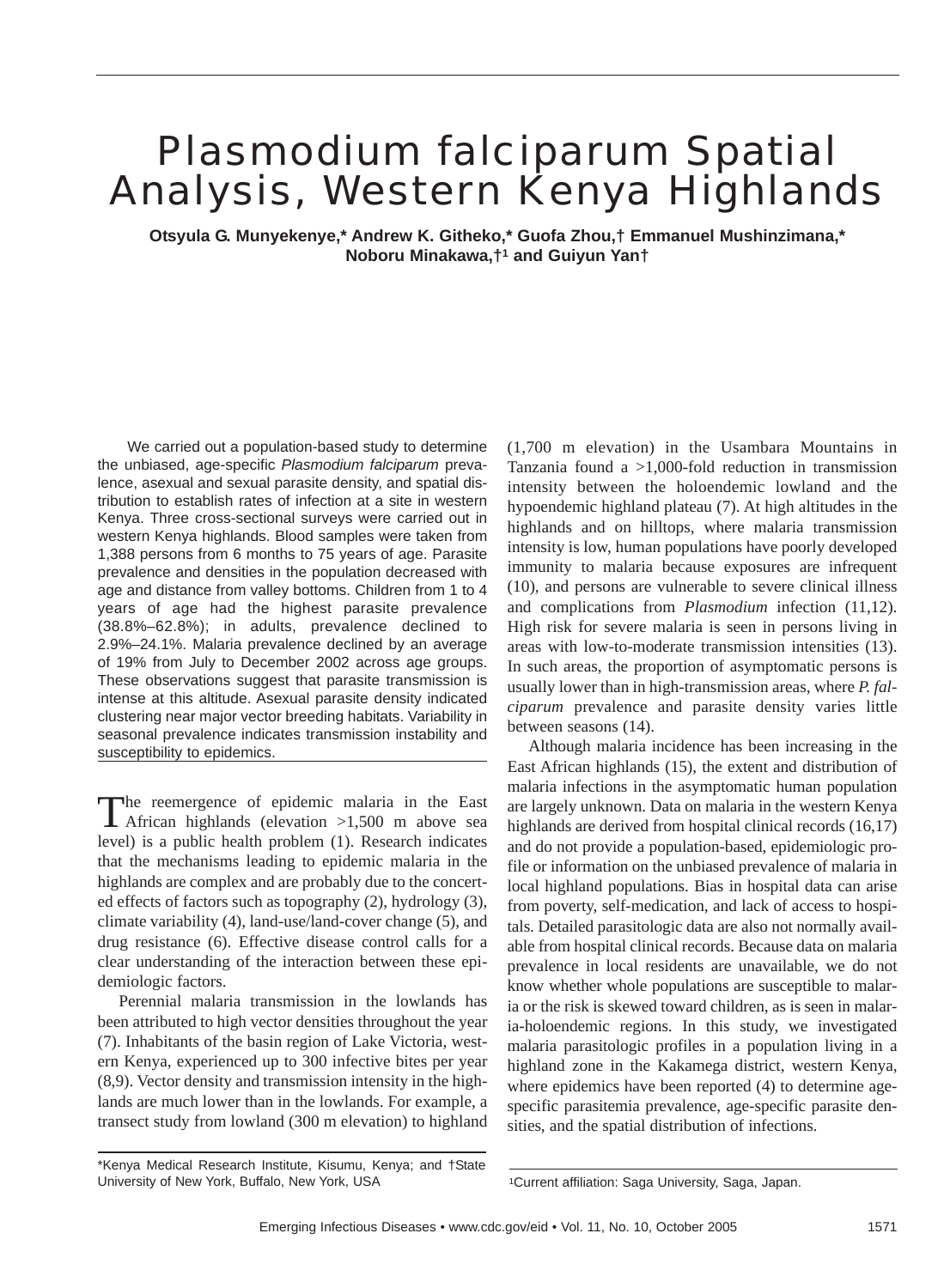# Plasmodium falciparum Spatial Analysis, Western Kenya Highlands

**Otsyula G. Munyekenye,\* Andrew K. Githeko,\* Guofa Zhou,† Emmanuel Mushinzimana,\* Noboru Minakawa,†[1] and Guiyun Yan†**

We carried out a population-based study to determine the unbiased, age-specific *Plasmodium falciparum* prevalence, asexual and sexual parasite density, and spatial distribution to establish rates of infection at a site in western Kenya. Three cross-sectional surveys were carried out in western Kenya highlands. Blood samples were taken from 1,388 persons from 6 months to 75 years of age. Parasite prevalence and densities in the population decreased with age and distance from valley bottoms. Children from 1 to 4 years of age had the highest parasite prevalence (38.8%–62.8%); in adults, prevalence declined to 2.9%–24.1%. Malaria prevalence declined by an average of 19% from July to December 2002 across age groups. These observations suggest that parasite transmission is intense at this altitude. Asexual parasite density indicated clustering near major vector breeding habitats. Variability in seasonal prevalence indicates transmission instability and susceptibility to epidemics.

The reemergence of epidemic malaria in the East African highlands (elevation >1,500 m above sea level) is a public health problem (1). Research indicates that the mechanisms leading to epidemic malaria in the highlands are complex and are probably due to the concerted effects of factors such as topography (2), hydrology (3), climate variability (4), land-use/land-cover change (5), and drug resistance (6). Effective disease control calls for a clear understanding of the interaction between these epidemiologic factors.

Perennial malaria transmission in the lowlands has been attributed to high vector densities throughout the year (7). Inhabitants of the basin region of Lake Victoria, western Kenya, experienced up to 300 infective bites per year (8,9). Vector density and transmission intensity in the highlands are much lower than in the lowlands. For example, a transect study from lowland (300 m elevation) to highland (1,700 m elevation) in the Usambara Mountains in Tanzania found a >1,000-fold reduction in transmission intensity between the holoendemic lowland and the hypoendemic highland plateau (7). At high altitudes in the highlands and on hilltops, where malaria transmission intensity is low, human populations have poorly developed immunity to malaria because exposures are infrequent (10), and persons are vulnerable to severe clinical illness and complications from *Plasmodium* infection (11,12). High risk for severe malaria is seen in persons living in areas with low-to-moderate transmission intensities (13). In such areas, the proportion of asymptomatic persons is usually lower than in high-transmission areas, where *P. falciparum* prevalence and parasite density varies little between seasons (14).

Although malaria incidence has been increasing in the East African highlands (15), the extent and distribution of malaria infections in the asymptomatic human population are largely unknown. Data on malaria in the western Kenya highlands are derived from hospital clinical records (16,17) and do not provide a population-based, epidemiologic profile or information on the unbiased prevalence of malaria in local highland populations. Bias in hospital data can arise from poverty, self-medication, and lack of access to hospitals. Detailed parasitologic data are also not normally available from hospital clinical records. Because data on malaria prevalence in local residents are unavailable, we do not know whether whole populations are susceptible to malaria or the risk is skewed toward children, as is seen in malaria-holoendemic regions. In this study, we investigated malaria parasitologic profiles in a population living in a highland zone in the Kakamega district, western Kenya, where epidemics have been reported (4) to determine age-specific parasitemia prevalence, age-specific parasite densities, and the spatial distribution of infections.

\*Kenya Medical Research Institute, Kisumu, Kenya; and †State University of New York, Buffalo, New York, USA

[1]Current affiliation: Saga University, Saga, Japan.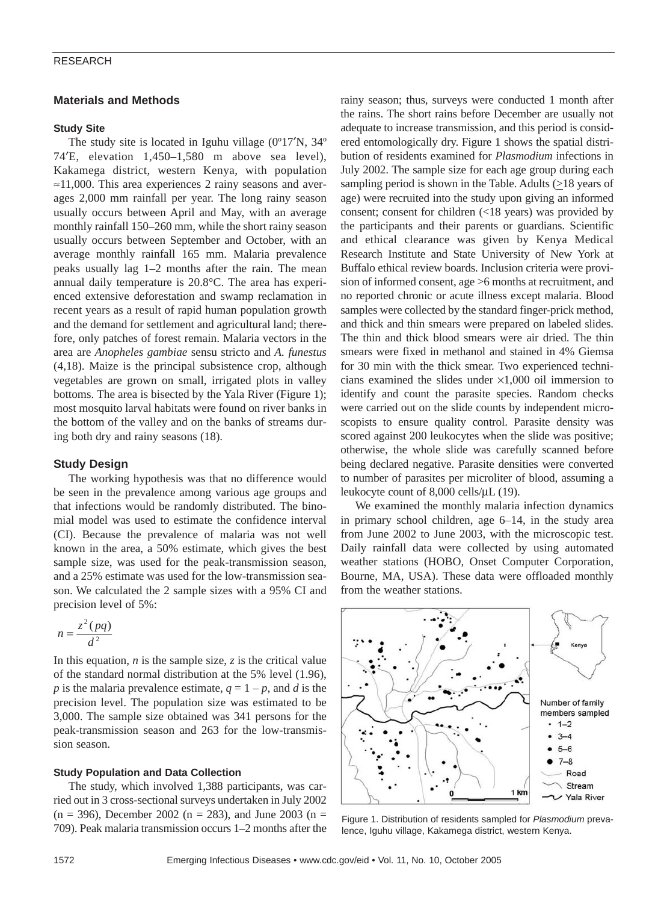## Materials and Methods

### Study Site

The study site is located in Iguhu village (0º17′N, 34º 74′E, elevation 1,450–1,580 m above sea level), Kakamega district, western Kenya, with population ≈11,000. This area experiences 2 rainy seasons and averages 2,000 mm rainfall per year. The long rainy season usually occurs between April and May, with an average monthly rainfall 150–260 mm, while the short rainy season usually occurs between September and October, with an average monthly rainfall 165 mm. Malaria prevalence peaks usually lag 1–2 months after the rain. The mean annual daily temperature is 20.8°C. The area has experienced extensive deforestation and swamp reclamation in recent years as a result of rapid human population growth and the demand for settlement and agricultural land; therefore, only patches of forest remain. Malaria vectors in the area are *Anopheles gambiae* sensu stricto and *A. funestus* (4,18). Maize is the principal subsistence crop, although vegetables are grown on small, irrigated plots in valley bottoms. The area is bisected by the Yala River (Figure 1); most mosquito larval habitats were found on river banks in the bottom of the valley and on the banks of streams during both dry and rainy seasons (18).

### Study Design

The working hypothesis was that no difference would be seen in the prevalence among various age groups and that infections would be randomly distributed. The binomial model was used to estimate the confidence interval (CI). Because the prevalence of malaria was not well known in the area, a 50% estimate, which gives the best sample size, was used for the peak-transmission season, and a 25% estimate was used for the low-transmission season. We calculated the 2 sample sizes with a 95% CI and precision level of 5%:

$$n = \frac{z^2(pq)}{d^2}$$

In this equation, $n$ is the sample size, $z$ is the critical value of the standard normal distribution at the 5% level (1.96), $p$ is the malaria prevalence estimate, $q = 1 - p$, and $d$ is the precision level. The population size was estimated to be 3,000. The sample size obtained was 341 persons for the peak-transmission season and 263 for the low-transmission season.

### Study Population and Data Collection

The study, which involved 1,388 participants, was carried out in 3 cross-sectional surveys undertaken in July 2002 (n = 396), December 2002 (n = 283), and June 2003 (n = 709). Peak malaria transmission occurs 1–2 months after the rainy season; thus, surveys were conducted 1 month after the rains. The short rains before December are usually not adequate to increase transmission, and this period is considered entomologically dry. Figure 1 shows the spatial distribution of residents examined for *Plasmodium* infections in July 2002. The sample size for each age group during each sampling period is shown in the Table. Adults (≥18 years of age) were recruited into the study upon giving an informed consent; consent for children (<18 years) was provided by the participants and their parents or guardians. Scientific and ethical clearance was given by Kenya Medical Research Institute and State University of New York at Buffalo ethical review boards. Inclusion criteria were provision of informed consent, age >6 months at recruitment, and no reported chronic or acute illness except malaria. Blood samples were collected by the standard finger-prick method, and thick and thin smears were prepared on labeled slides. The thin and thick blood smears were air dried. The thin smears were fixed in methanol and stained in 4% Giemsa for 30 min with the thick smear. Two experienced technicians examined the slides under ×1,000 oil immersion to identify and count the parasite species. Random checks were carried out on the slide counts by independent microscopists to ensure quality control. Parasite density was scored against 200 leukocytes when the slide was positive; otherwise, the whole slide was carefully scanned before being declared negative. Parasite densities were converted to number of parasites per microliter of blood, assuming a leukocyte count of 8,000 cells/μL (19).

We examined the monthly malaria infection dynamics in primary school children, age 6–14, in the study area from June 2002 to June 2003, with the microscopic test. Daily rainfall data were collected by using automated weather stations (HOBO, Onset Computer Corporation, Bourne, MA, USA). These data were offloaded monthly from the weather stations.

Figure 1. Distribution of residents sampled for *Plasmodium* prevalence, Iguhu village, Kakamega district, western Kenya.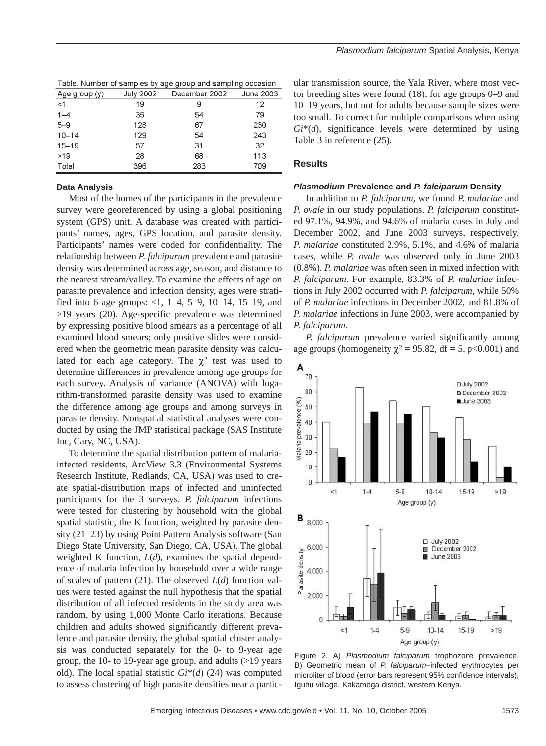Table. Number of samples by age group and sampling occasion

| Age group (y) | July 2002 | December 2002 | June 2003 |
|---|---|---|---|
| <1 | 19 | 9 | 12 |
| 1–4 | 35 | 54 | 79 |
| 5–9 | 128 | 67 | 230 |
| 10–14 | 129 | 54 | 243 |
| 15–19 | 57 | 31 | 32 |
| >19 | 28 | 68 | 113 |
| Total | 396 | 283 | 709 |

### Data Analysis

Most of the homes of the participants in the prevalence survey were georeferenced by using a global positioning system (GPS) unit. A database was created with participants' names, ages, GPS location, and parasite density. Participants' names were coded for confidentiality. The relationship between *P. falciparum* prevalence and parasite density was determined across age, season, and distance to the nearest stream/valley. To examine the effects of age on parasite prevalence and infection density, ages were stratified into 6 age groups: <1, 1–4, 5–9, 10–14, 15–19, and >19 years (20). Age-specific prevalence was determined by expressing positive blood smears as a percentage of all examined blood smears; only positive slides were considered when the geometric mean parasite density was calculated for each age category. The $\chi^2$ test was used to determine differences in prevalence among age groups for each survey. Analysis of variance (ANOVA) with logarithm-transformed parasite density was used to examine the difference among age groups and among surveys in parasite density. Nonspatial statistical analyses were conducted by using the JMP statistical package (SAS Institute Inc, Cary, NC, USA).

To determine the spatial distribution pattern of malaria-infected residents, ArcView 3.3 (Environmental Systems Research Institute, Redlands, CA, USA) was used to create spatial-distribution maps of infected and uninfected participants for the 3 surveys. *P. falciparum* infections were tested for clustering by household with the global spatial statistic, the K function, weighted by parasite density (21–23) by using Point Pattern Analysis software (San Diego State University, San Diego, CA, USA). The global weighted K function, $L(d)$, examines the spatial dependence of malaria infection by household over a wide range of scales of pattern (21). The observed $L(d)$ function values were tested against the null hypothesis that the spatial distribution of all infected residents in the study area was random, by using 1,000 Monte Carlo iterations. Because children and adults showed significantly different prevalence and parasite density, the global spatial cluster analysis was conducted separately for the 0- to 9-year age group, the 10- to 19-year age group, and adults (>19 years old). The local spatial statistic $Gi^*(d)$ (24) was computed to assess clustering of high parasite densities near a particular transmission source, the Yala River, where most vector breeding sites were found (18), for age groups 0–9 and 10–19 years, but not for adults because sample sizes were too small. To correct for multiple comparisons when using $Gi^*(d)$, significance levels were determined by using Table 3 in reference (25).

## Results

### *Plasmodium* Prevalence and *P. falciparum* Density

In addition to *P. falciparum*, we found *P. malariae* and *P. ovale* in our study populations. *P. falciparum* constituted 97.1%, 94.9%, and 94.6% of malaria cases in July and December 2002, and June 2003 surveys, respectively. *P. malariae* constituted 2.9%, 5.1%, and 4.6% of malaria cases, while *P. ovale* was observed only in June 2003 (0.8%). *P. malariae* was often seen in mixed infection with *P. falciparum*. For example, 83.3% of *P. malariae* infections in July 2002 occurred with *P. falciparum*, while 50% of *P. malariae* infections in December 2002, and 81.8% of *P. malariae* infections in June 2003, were accompanied by *P. falciparum*.

*P. falciparum* prevalence varied significantly among age groups (homogeneity $\chi^2 = 95.82$, df = 5, $p<0.001$) and

Figure 2. A) *Plasmodium falciparum* trophozoite prevalence. B) Geometric mean of *P. falciparum*–infected erythrocytes per microliter of blood (error bars represent 95% confidence intervals), Iguhu village, Kakamega district, western Kenya.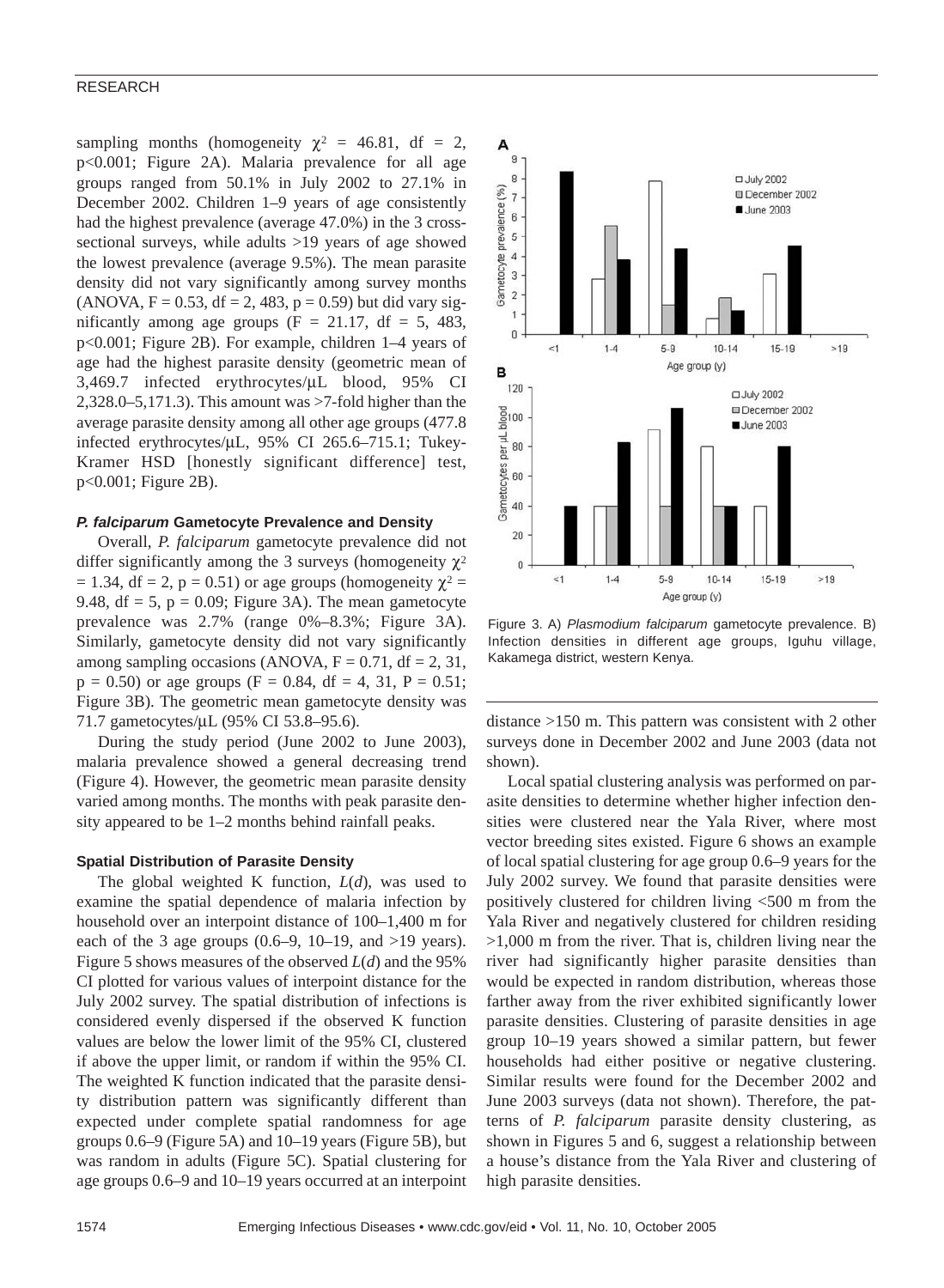sampling months (homogeneity $\chi^2$ = 46.81, df = 2, p<0.001; Figure 2A). Malaria prevalence for all age groups ranged from 50.1% in July 2002 to 27.1% in December 2002. Children 1–9 years of age consistently had the highest prevalence (average 47.0%) in the 3 cross-sectional surveys, while adults >19 years of age showed the lowest prevalence (average 9.5%). The mean parasite density did not vary significantly among survey months (ANOVA, F = 0.53, df = 2, 483, p = 0.59) but did vary significantly among age groups (F = 21.17, df = 5, 483, p<0.001; Figure 2B). For example, children 1–4 years of age had the highest parasite density (geometric mean of 3,469.7 infected erythrocytes/μL blood, 95% CI 2,328.0–5,171.3). This amount was >7-fold higher than the average parasite density among all other age groups (477.8 infected erythrocytes/μL, 95% CI 265.6–715.1; Tukey-Kramer HSD [honestly significant difference] test, p<0.001; Figure 2B).

### *P. falciparum* Gametocyte Prevalence and Density

Overall, *P. falciparum* gametocyte prevalence did not differ significantly among the 3 surveys (homogeneity $\chi^2$ = 1.34, df = 2, p = 0.51) or age groups (homogeneity $\chi^2$ = 9.48, df = 5, p = 0.09; Figure 3A). The mean gametocyte prevalence was 2.7% (range 0%–8.3%; Figure 3A). Similarly, gametocyte density did not vary significantly among sampling occasions (ANOVA, F = 0.71, df = 2, 31, p = 0.50) or age groups (F = 0.84, df = 4, 31, P = 0.51; Figure 3B). The geometric mean gametocyte density was 71.7 gametocytes/μL (95% CI 53.8–95.6).

During the study period (June 2002 to June 2003), malaria prevalence showed a general decreasing trend (Figure 4). However, the geometric mean parasite density varied among months. The months with peak parasite density appeared to be 1–2 months behind rainfall peaks.

### Spatial Distribution of Parasite Density

The global weighted K function, $L(d)$, was used to examine the spatial dependence of malaria infection by household over an interpoint distance of 100–1,400 m for each of the 3 age groups (0.6–9, 10–19, and >19 years). Figure 5 shows measures of the observed $L(d)$ and the 95% CI plotted for various values of interpoint distance for the July 2002 survey. The spatial distribution of infections is considered evenly dispersed if the observed K function values are below the lower limit of the 95% CI, clustered if above the upper limit, or random if within the 95% CI. The weighted K function indicated that the parasite density distribution pattern was significantly different than expected under complete spatial randomness for age groups 0.6–9 (Figure 5A) and 10–19 years (Figure 5B), but was random in adults (Figure 5C). Spatial clustering for age groups 0.6–9 and 10–19 years occurred at an interpoint distance >150 m. This pattern was consistent with 2 other surveys done in December 2002 and June 2003 (data not shown).

Figure 3. A) *Plasmodium falciparum* gametocyte prevalence. B) Infection densities in different age groups, Iguhu village, Kakamega district, western Kenya.

Local spatial clustering analysis was performed on parasite densities to determine whether higher infection densities were clustered near the Yala River, where most vector breeding sites existed. Figure 6 shows an example of local spatial clustering for age group 0.6–9 years for the July 2002 survey. We found that parasite densities were positively clustered for children living <500 m from the Yala River and negatively clustered for children residing >1,000 m from the river. That is, children living near the river had significantly higher parasite densities than would be expected in random distribution, whereas those farther away from the river exhibited significantly lower parasite densities. Clustering of parasite densities in age group 10–19 years showed a similar pattern, but fewer households had either positive or negative clustering. Similar results were found for the December 2002 and June 2003 surveys (data not shown). Therefore, the patterns of *P. falciparum* parasite density clustering, as shown in Figures 5 and 6, suggest a relationship between a house's distance from the Yala River and clustering of high parasite densities.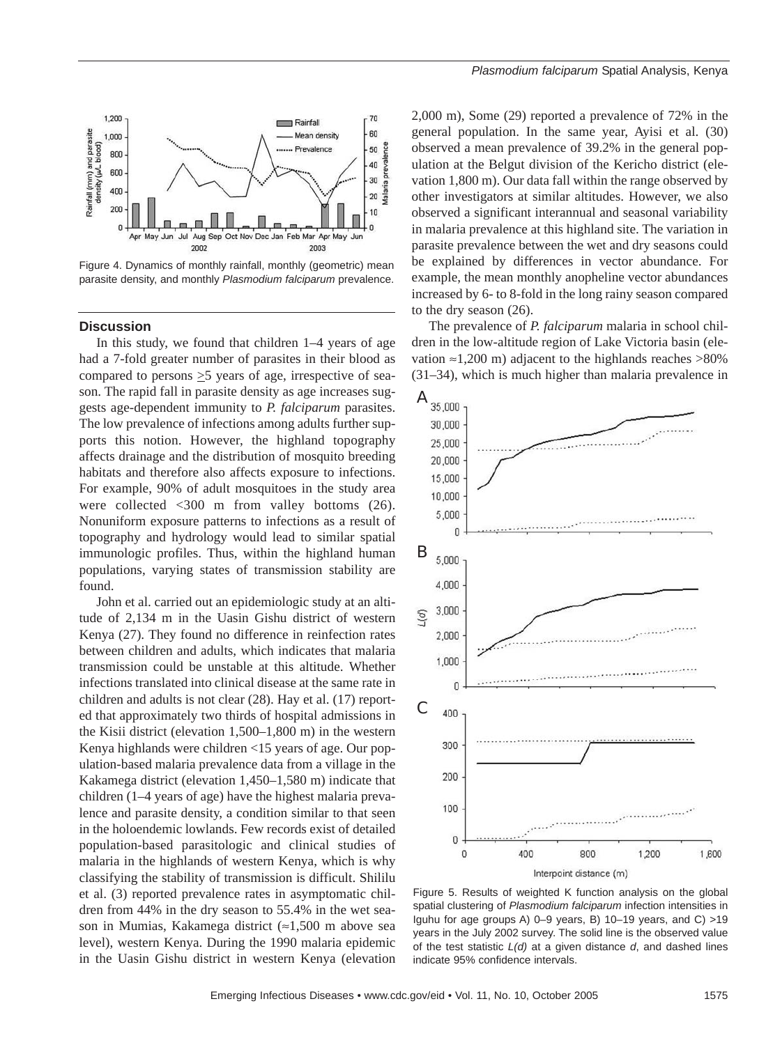Figure 4. Dynamics of monthly rainfall, monthly (geometric) mean parasite density, and monthly *Plasmodium falciparum* prevalence.

## Discussion

In this study, we found that children 1–4 years of age had a 7-fold greater number of parasites in their blood as compared to persons ≥5 years of age, irrespective of season. The rapid fall in parasite density as age increases suggests age-dependent immunity to *P. falciparum* parasites. The low prevalence of infections among adults further supports this notion. However, the highland topography affects drainage and the distribution of mosquito breeding habitats and therefore also affects exposure to infections. For example, 90% of adult mosquitoes in the study area were collected <300 m from valley bottoms (26). Nonuniform exposure patterns to infections as a result of topography and hydrology would lead to similar spatial immunologic profiles. Thus, within the highland human populations, varying states of transmission stability are found.

John et al. carried out an epidemiologic study at an altitude of 2,134 m in the Uasin Gishu district of western Kenya (27). They found no difference in reinfection rates between children and adults, which indicates that malaria transmission could be unstable at this altitude. Whether infections translated into clinical disease at the same rate in children and adults is not clear (28). Hay et al. (17) reported that approximately two thirds of hospital admissions in the Kisii district (elevation 1,500–1,800 m) in the western Kenya highlands were children <15 years of age. Our population-based malaria prevalence data from a village in the Kakamega district (elevation 1,450–1,580 m) indicate that children (1–4 years of age) have the highest malaria prevalence and parasite density, a condition similar to that seen in the holoendemic lowlands. Few records exist of detailed population-based parasitologic and clinical studies of malaria in the highlands of western Kenya, which is why classifying the stability of transmission is difficult. Shililu et al. (3) reported prevalence rates in asymptomatic children from 44% in the dry season to 55.4% in the wet season in Mumias, Kakamega district (≈1,500 m above sea level), western Kenya. During the 1990 malaria epidemic in the Uasin Gishu district in western Kenya (elevation 2,000 m), Some (29) reported a prevalence of 72% in the general population. In the same year, Ayisi et al. (30) observed a mean prevalence of 39.2% in the general population at the Belgut division of the Kericho district (elevation 1,800 m). Our data fall within the range observed by other investigators at similar altitudes. However, we also observed a significant interannual and seasonal variability in malaria prevalence at this highland site. The variation in parasite prevalence between the wet and dry seasons could be explained by differences in vector abundance. For example, the mean monthly anopheline vector abundances increased by 6- to 8-fold in the long rainy season compared to the dry season (26).

The prevalence of *P. falciparum* malaria in school children in the low-altitude region of Lake Victoria basin (elevation ≈1,200 m) adjacent to the highlands reaches >80% (31–34), which is much higher than malaria prevalence in

Figure 5. Results of weighted K function analysis on the global spatial clustering of *Plasmodium falciparum* infection intensities in Iguhu for age groups A) 0–9 years, B) 10–19 years, and C) >19 years in the July 2002 survey. The solid line is the observed value of the test statistic *L(d)* at a given distance *d*, and dashed lines indicate 95% confidence intervals.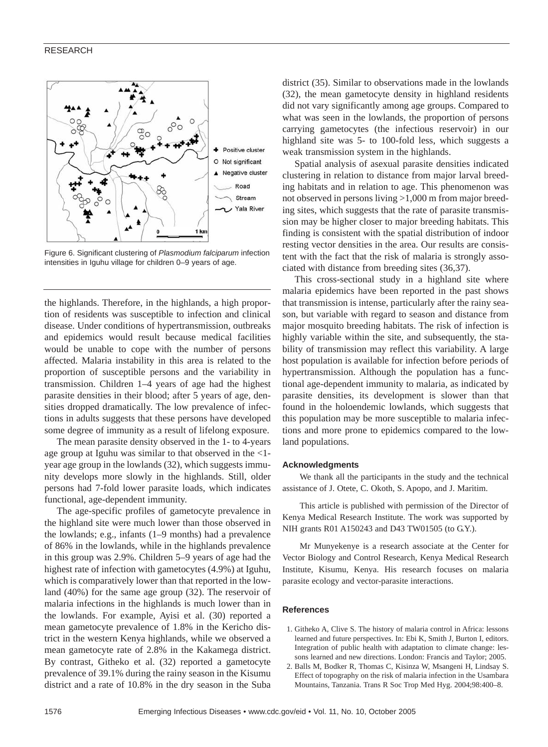Figure 6. Significant clustering of *Plasmodium falciparum* infection intensities in Iguhu village for children 0–9 years of age.

the highlands. Therefore, in the highlands, a high proportion of residents was susceptible to infection and clinical disease. Under conditions of hypertransmission, outbreaks and epidemics would result because medical facilities would be unable to cope with the number of persons affected. Malaria instability in this area is related to the proportion of susceptible persons and the variability in transmission. Children 1–4 years of age had the highest parasite densities in their blood; after 5 years of age, densities dropped dramatically. The low prevalence of infections in adults suggests that these persons have developed some degree of immunity as a result of lifelong exposure.

The mean parasite density observed in the 1- to 4-years age group at Iguhu was similar to that observed in the <1-year age group in the lowlands (32), which suggests immunity develops more slowly in the highlands. Still, older persons had 7-fold lower parasite loads, which indicates functional, age-dependent immunity.

The age-specific profiles of gametocyte prevalence in the highland site were much lower than those observed in the lowlands; e.g., infants (1–9 months) had a prevalence of 86% in the lowlands, while in the highlands prevalence in this group was 2.9%. Children 5–9 years of age had the highest rate of infection with gametocytes (4.9%) at Iguhu, which is comparatively lower than that reported in the lowland (40%) for the same age group (32). The reservoir of malaria infections in the highlands is much lower than in the lowlands. For example, Ayisi et al. (30) reported a mean gametocyte prevalence of 1.8% in the Kericho district in the western Kenya highlands, while we observed a mean gametocyte rate of 2.8% in the Kakamega district. By contrast, Githeko et al. (32) reported a gametocyte prevalence of 39.1% during the rainy season in the Kisumu district and a rate of 10.8% in the dry season in the Suba district (35). Similar to observations made in the lowlands (32), the mean gametocyte density in highland residents did not vary significantly among age groups. Compared to what was seen in the lowlands, the proportion of persons carrying gametocytes (the infectious reservoir) in our highland site was 5- to 100-fold less, which suggests a weak transmission system in the highlands.

Spatial analysis of asexual parasite densities indicated clustering in relation to distance from major larval breeding habitats and in relation to age. This phenomenon was not observed in persons living >1,000 m from major breeding sites, which suggests that the rate of parasite transmission may be higher closer to major breeding habitats. This finding is consistent with the spatial distribution of indoor resting vector densities in the area. Our results are consistent with the fact that the risk of malaria is strongly associated with distance from breeding sites (36,37).

This cross-sectional study in a highland site where malaria epidemics have been reported in the past shows that transmission is intense, particularly after the rainy season, but variable with regard to season and distance from major mosquito breeding habitats. The risk of infection is highly variable within the site, and subsequently, the stability of transmission may reflect this variability. A large host population is available for infection before periods of hypertransmission. Although the population has a functional age-dependent immunity to malaria, as indicated by parasite densities, its development is slower than that found in the holoendemic lowlands, which suggests that this population may be more susceptible to malaria infections and more prone to epidemics compared to the lowland populations.

### Acknowledgments

We thank all the participants in the study and the technical assistance of J. Otete, C. Okoth, S. Apopo, and J. Maritim.

This article is published with permission of the Director of Kenya Medical Research Institute. The work was supported by NIH grants R01 A150243 and D43 TW01505 (to G.Y.).

Mr Munyekenye is a research associate at the Center for Vector Biology and Control Research, Kenya Medical Research Institute, Kisumu, Kenya. His research focuses on malaria parasite ecology and vector-parasite interactions.

### References

1. Githeko A, Clive S. The history of malaria control in Africa: lessons learned and future perspectives. In: Ebi K, Smith J, Burton I, editors. Integration of public health with adaptation to climate change: lessons learned and new directions. London: Francis and Taylor; 2005.
2. Balls M, Bodker R, Thomas C, Kisinza W, Msangeni H, Lindsay S. Effect of topography on the risk of malaria infection in the Usambara Mountains, Tanzania. Trans R Soc Trop Med Hyg. 2004;98:400–8.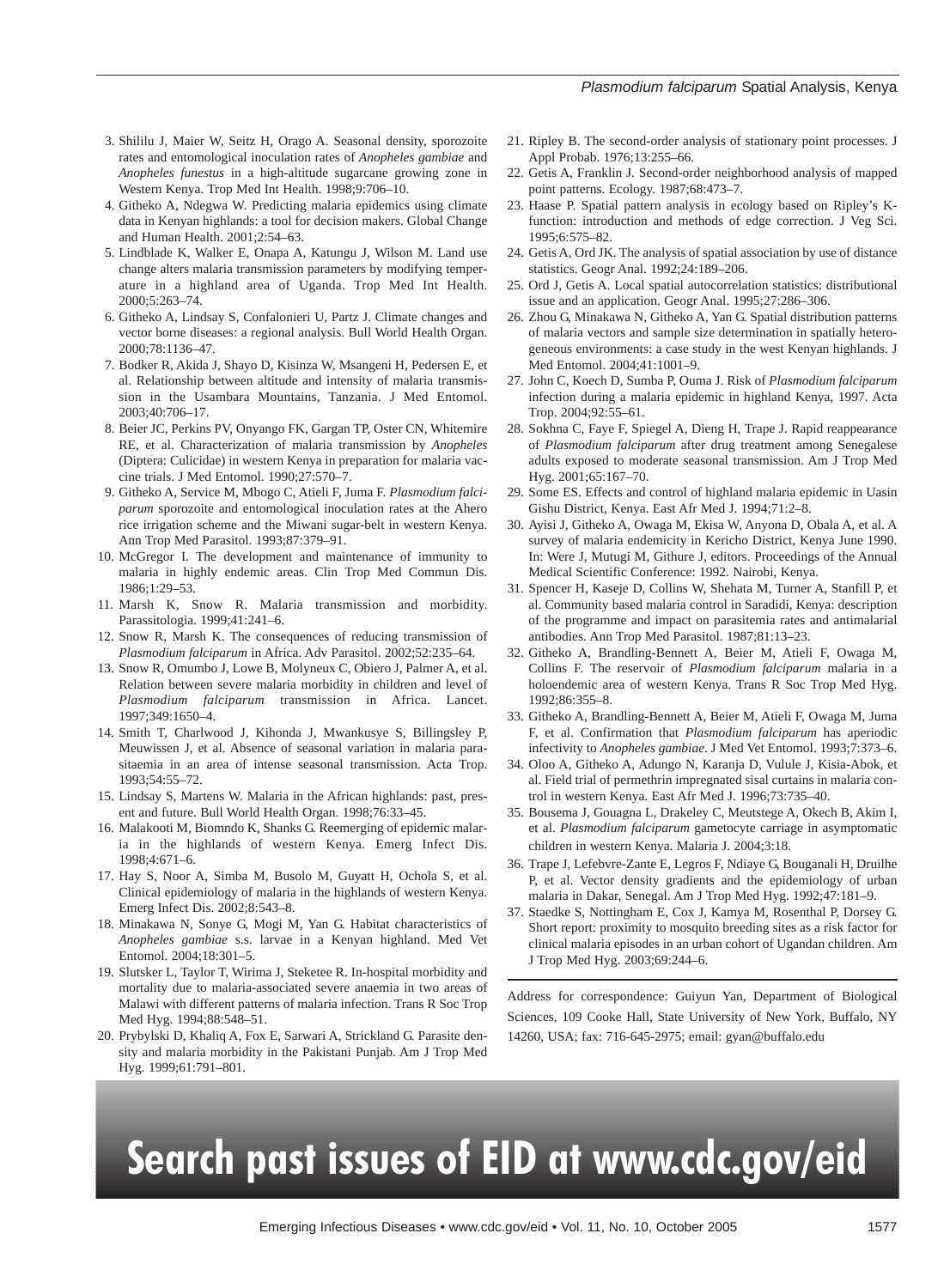3. Shililu J, Maier W, Seitz H, Orago A. Seasonal density, sporozoite rates and entomological inoculation rates of *Anopheles gambiae* and *Anopheles funestus* in a high-altitude sugarcane growing zone in Western Kenya. Trop Med Int Health. 1998;9:706–10.
4. Githeko A, Ndegwa W. Predicting malaria epidemics using climate data in Kenyan highlands: a tool for decision makers. Global Change and Human Health. 2001;2:54–63.
5. Lindblade K, Walker E, Onapa A, Katungu J, Wilson M. Land use change alters malaria transmission parameters by modifying temperature in a highland area of Uganda. Trop Med Int Health. 2000;5:263–74.
6. Githeko A, Lindsay S, Confalonieri U, Partz J. Climate changes and vector borne diseases: a regional analysis. Bull World Health Organ. 2000;78:1136–47.
7. Bodker R, Akida J, Shayo D, Kisinza W, Msangeni H, Pedersen E, et al. Relationship between altitude and intensity of malaria transmission in the Usambara Mountains, Tanzania. J Med Entomol. 2003;40:706–17.
8. Beier JC, Perkins PV, Onyango FK, Gargan TP, Oster CN, Whitemire RE, et al. Characterization of malaria transmission by *Anopheles* (Diptera: Culicidae) in western Kenya in preparation for malaria vaccine trials. J Med Entomol. 1990;27:570–7.
9. Githeko A, Service M, Mbogo C, Atieli F, Juma F. *Plasmodium falciparum* sporozoite and entomological inoculation rates at the Ahero rice irrigation scheme and the Miwani sugar-belt in western Kenya. Ann Trop Med Parasitol. 1993;87:379–91.
10. McGregor I. The development and maintenance of immunity to malaria in highly endemic areas. Clin Trop Med Commun Dis. 1986;1:29–53.
11. Marsh K, Snow R. Malaria transmission and morbidity. Parassitologia. 1999;41:241–6.
12. Snow R, Marsh K. The consequences of reducing transmission of *Plasmodium falciparum* in Africa. Adv Parasitol. 2002;52:235–64.
13. Snow R, Omumbo J, Lowe B, Molyneux C, Obiero J, Palmer A, et al. Relation between severe malaria morbidity in children and level of *Plasmodium falciparum* transmission in Africa. Lancet. 1997;349:1650–4.
14. Smith T, Charlwood J, Kihonda J, Mwankusye S, Billingsley P, Meuwissen J, et al. Absence of seasonal variation in malaria parasitaemia in an area of intense seasonal transmission. Acta Trop. 1993;54:55–72.
15. Lindsay S, Martens W. Malaria in the African highlands: past, present and future. Bull World Health Organ. 1998;76:33–45.
16. Malakooti M, Biomndo K, Shanks G. Reemerging of epidemic malaria in the highlands of western Kenya. Emerg Infect Dis. 1998;4:671–6.
17. Hay S, Noor A, Simba M, Busolo M, Guyatt H, Ochola S, et al. Clinical epidemiology of malaria in the highlands of western Kenya. Emerg Infect Dis. 2002;8:543–8.
18. Minakawa N, Sonye G, Mogi M, Yan G. Habitat characteristics of *Anopheles gambiae* s.s. larvae in a Kenyan highland. Med Vet Entomol. 2004;18:301–5.
19. Slutsker L, Taylor T, Wirima J, Steketee R. In-hospital morbidity and mortality due to malaria-associated severe anaemia in two areas of Malawi with different patterns of malaria infection. Trans R Soc Trop Med Hyg. 1994;88:548–51.
20. Prybylski D, Khaliq A, Fox E, Sarwari A, Strickland G. Parasite density and malaria morbidity in the Pakistani Punjab. Am J Trop Med Hyg. 1999;61:791–801.
21. Ripley B. The second-order analysis of stationary point processes. J Appl Probab. 1976;13:255–66.
22. Getis A, Franklin J. Second-order neighborhood analysis of mapped point patterns. Ecology. 1987;68:473–7.
23. Haase P. Spatial pattern analysis in ecology based on Ripley's K-function: introduction and methods of edge correction. J Veg Sci. 1995;6:575–82.
24. Getis A, Ord JK. The analysis of spatial association by use of distance statistics. Geogr Anal. 1992;24:189–206.
25. Ord J, Getis A. Local spatial autocorrelation statistics: distributional issue and an application. Geogr Anal. 1995;27:286–306.
26. Zhou G, Minakawa N, Githeko A, Yan G. Spatial distribution patterns of malaria vectors and sample size determination in spatially heterogeneous environments: a case study in the west Kenyan highlands. J Med Entomol. 2004;41:1001–9.
27. John C, Koech D, Sumba P, Ouma J. Risk of *Plasmodium falciparum* infection during a malaria epidemic in highland Kenya, 1997. Acta Trop. 2004;92:55–61.
28. Sokhna C, Faye F, Spiegel A, Dieng H, Trape J. Rapid reappearance of *Plasmodium falciparum* after drug treatment among Senegalese adults exposed to moderate seasonal transmission. Am J Trop Med Hyg. 2001;65:167–70.
29. Some ES. Effects and control of highland malaria epidemic in Uasin Gishu District, Kenya. East Afr Med J. 1994;71:2–8.
30. Ayisi J, Githeko A, Owaga M, Ekisa W, Anyona D, Obala A, et al. A survey of malaria endemicity in Kericho District, Kenya June 1990. In: Were J, Mutugi M, Githure J, editors. Proceedings of the Annual Medical Scientific Conference: 1992. Nairobi, Kenya.
31. Spencer H, Kaseje D, Collins W, Shehata M, Turner A, Stanfill P, et al. Community based malaria control in Saradidi, Kenya: description of the programme and impact on parasitemia rates and antimalarial antibodies. Ann Trop Med Parasitol. 1987;81:13–23.
32. Githeko A, Brandling-Bennett A, Beier M, Atieli F, Owaga M, Collins F. The reservoir of *Plasmodium falciparum* malaria in a holoendemic area of western Kenya. Trans R Soc Trop Med Hyg. 1992;86:355–8.
33. Githeko A, Brandling-Bennett A, Beier M, Atieli F, Owaga M, Juma F, et al. Confirmation that *Plasmodium falciparum* has aperiodic infectivity to *Anopheles gambiae*. J Med Vet Entomol. 1993;7:373–6.
34. Oloo A, Githeko A, Adungo N, Karanja D, Vulule J, Kisia-Abok, et al. Field trial of permethrin impregnated sisal curtains in malaria control in western Kenya. East Afr Med J. 1996;73:735–40.
35. Bousema J, Gouagna L, Drakeley C, Meutstege A, Okech B, Akim I, et al. *Plasmodium falciparum* gametocyte carriage in asymptomatic children in western Kenya. Malaria J. 2004;3:18.
36. Trape J, Lefebvre-Zante E, Legros F, Ndiaye G, Bouganali H, Druilhe P, et al. Vector density gradients and the epidemiology of urban malaria in Dakar, Senegal. Am J Trop Med Hyg. 1992;47:181–9.
37. Staedke S, Nottingham E, Cox J, Kamya M, Rosenthal P, Dorsey G. Short report: proximity to mosquito breeding sites as a risk factor for clinical malaria episodes in an urban cohort of Ugandan children. Am J Trop Med Hyg. 2003;69:244–6.

Address for correspondence: Guiyun Yan, Department of Biological Sciences, 109 Cooke Hall, State University of New York, Buffalo, NY 14260, USA; fax: 716-645-2975; email: gyan@buffalo.edu

**Search past issues of EID at www.cdc.gov/eid**